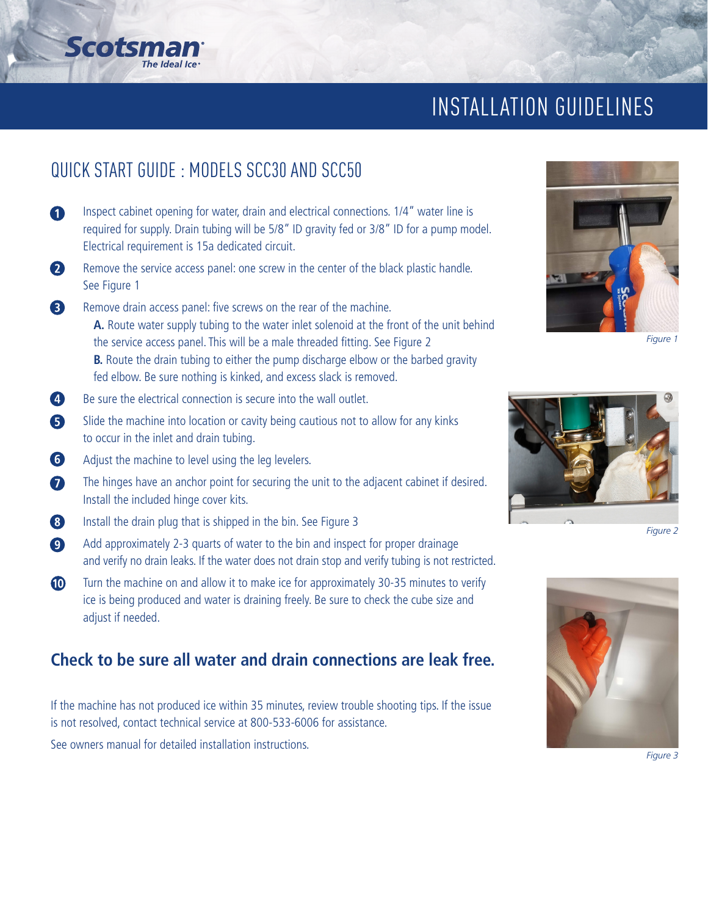Scotsman
The Ideal Ice

# INSTALLATION GUIDELINES

## QUICK START GUIDE : MODELS SCC30 AND SCC50

1. Inspect cabinet opening for water, drain and electrical connections. 1/4" water line is required for supply. Drain tubing will be 5/8" ID gravity fed or 3/8" ID for a pump model. Electrical requirement is 15a dedicated circuit.
2. Remove the service access panel: one screw in the center of the black plastic handle. See Figure 1
3. Remove drain access panel: five screws on the rear of the machine.
   **A.** Route water supply tubing to the water inlet solenoid at the front of the unit behind the service access panel. This will be a male threaded fitting. See Figure 2
   **B.** Route the drain tubing to either the pump discharge elbow or the barbed gravity fed elbow. Be sure nothing is kinked, and excess slack is removed.
4. Be sure the electrical connection is secure into the wall outlet.
5. Slide the machine into location or cavity being cautious not to allow for any kinks to occur in the inlet and drain tubing.
6. Adjust the machine to level using the leg levelers.
7. The hinges have an anchor point for securing the unit to the adjacent cabinet if desired. Install the included hinge cover kits.
8. Install the drain plug that is shipped in the bin. See Figure 3
9. Add approximately 2-3 quarts of water to the bin and inspect for proper drainage and verify no drain leaks. If the water does not drain stop and verify tubing is not restricted.
10. Turn the machine on and allow it to make ice for approximately 30-35 minutes to verify ice is being produced and water is draining freely. Be sure to check the cube size and adjust if needed.

### Check to be sure all water and drain connections are leak free.

If the machine has not produced ice within 35 minutes, review trouble shooting tips. If the issue is not resolved, contact technical service at 800-533-6006 for assistance.

See owners manual for detailed installation instructions.

*Figure 1*

*Figure 2*

*Figure 3*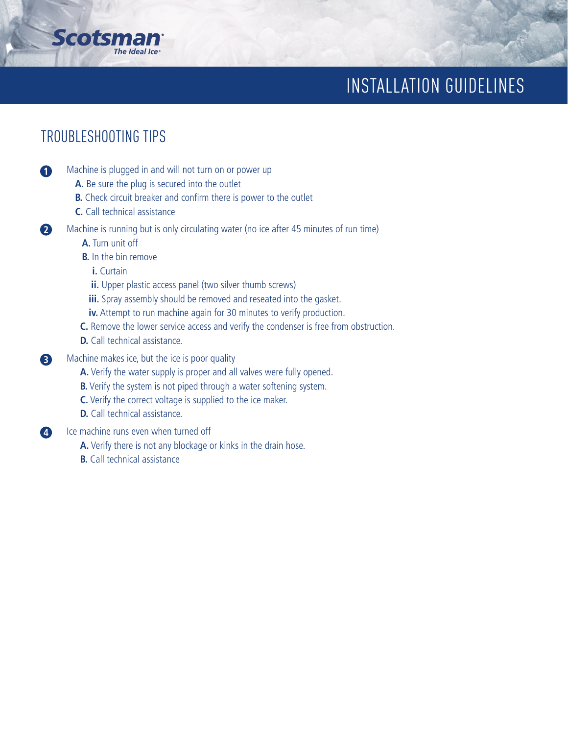# INSTALLATION GUIDELINES

## TROUBLESHOOTING TIPS

1. Machine is plugged in and will not turn on or power up
   - **A.** Be sure the plug is secured into the outlet
   - **B.** Check circuit breaker and confirm there is power to the outlet
   - **C.** Call technical assistance

2. Machine is running but is only circulating water (no ice after 45 minutes of run time)
   - **A.** Turn unit off
   - **B.** In the bin remove
     - **i.** Curtain
     - **ii.** Upper plastic access panel (two silver thumb screws)
     - **iii.** Spray assembly should be removed and reseated into the gasket.
     - **iv.** Attempt to run machine again for 30 minutes to verify production.
   - **C.** Remove the lower service access and verify the condenser is free from obstruction.
   - **D.** Call technical assistance.

3. Machine makes ice, but the ice is poor quality
   - **A.** Verify the water supply is proper and all valves were fully opened.
   - **B.** Verify the system is not piped through a water softening system.
   - **C.** Verify the correct voltage is supplied to the ice maker.
   - **D.** Call technical assistance.

4. Ice machine runs even when turned off
   - **A.** Verify there is not any blockage or kinks in the drain hose.
   - **B.** Call technical assistance